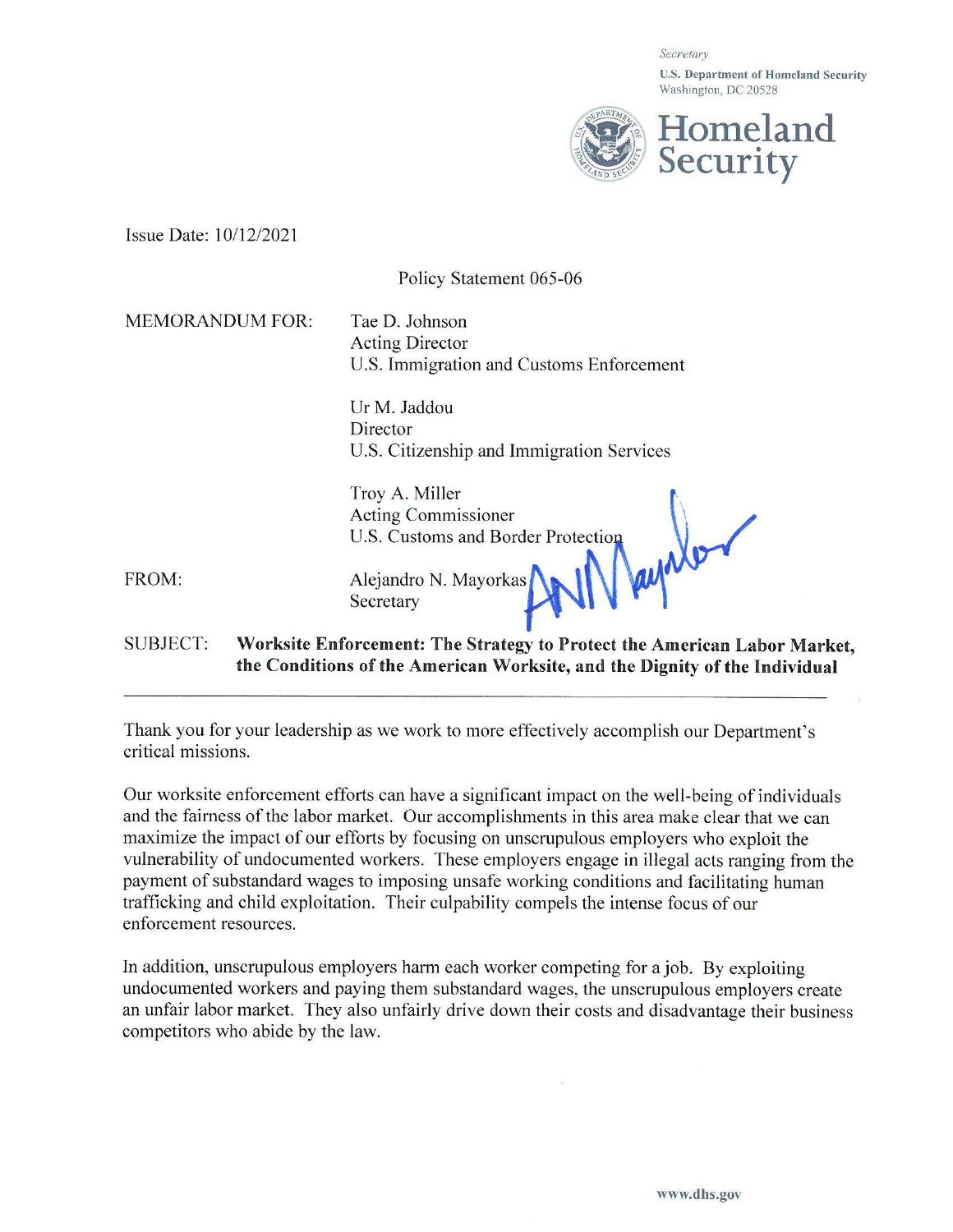*Secretary*

**U.S. Department of Homeland Security**
Washington, DC 20528

**Homeland Security**

Issue Date: 10/12/2021

Policy Statement 065-06

MEMORANDUM FOR: Tae D. Johnson
Acting Director
U.S. Immigration and Customs Enforcement

Ur M. Jaddou
Director
U.S. Citizenship and Immigration Services

Troy A. Miller
Acting Commissioner
U.S. Customs and Border Protection

FROM: Alejandro N. Mayorkas
Secretary

SUBJECT: **Worksite Enforcement: The Strategy to Protect the American Labor Market, the Conditions of the American Worksite, and the Dignity of the Individual**

---

Thank you for your leadership as we work to more effectively accomplish our Department's critical missions.

Our worksite enforcement efforts can have a significant impact on the well-being of individuals and the fairness of the labor market. Our accomplishments in this area make clear that we can maximize the impact of our efforts by focusing on unscrupulous employers who exploit the vulnerability of undocumented workers. These employers engage in illegal acts ranging from the payment of substandard wages to imposing unsafe working conditions and facilitating human trafficking and child exploitation. Their culpability compels the intense focus of our enforcement resources.

In addition, unscrupulous employers harm each worker competing for a job. By exploiting undocumented workers and paying them substandard wages, the unscrupulous employers create an unfair labor market. They also unfairly drive down their costs and disadvantage their business competitors who abide by the law.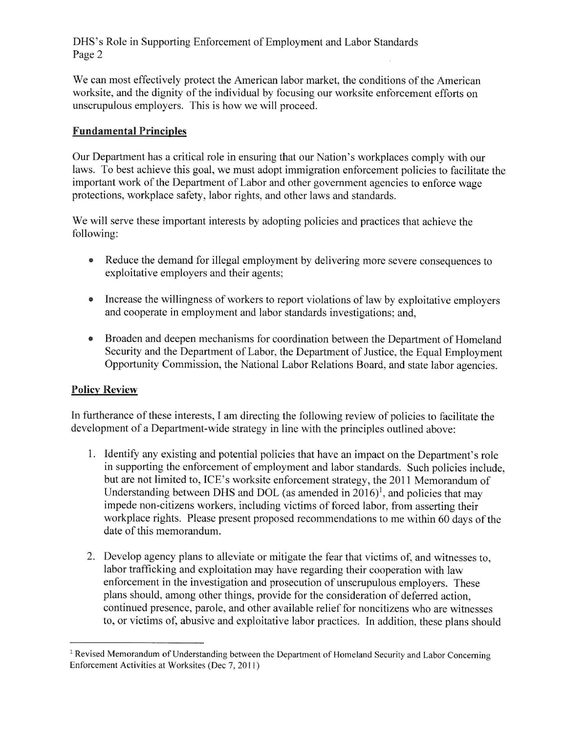We can most effectively protect the American labor market, the conditions of the American worksite, and the dignity of the individual by focusing our worksite enforcement efforts on unscrupulous employers. This is how we will proceed.

## Fundamental Principles

Our Department has a critical role in ensuring that our Nation's workplaces comply with our laws. To best achieve this goal, we must adopt immigration enforcement policies to facilitate the important work of the Department of Labor and other government agencies to enforce wage protections, workplace safety, labor rights, and other laws and standards.

We will serve these important interests by adopting policies and practices that achieve the following:

- Reduce the demand for illegal employment by delivering more severe consequences to exploitative employers and their agents;
- Increase the willingness of workers to report violations of law by exploitative employers and cooperate in employment and labor standards investigations; and,
- Broaden and deepen mechanisms for coordination between the Department of Homeland Security and the Department of Labor, the Department of Justice, the Equal Employment Opportunity Commission, the National Labor Relations Board, and state labor agencies.

## Policy Review

In furtherance of these interests, I am directing the following review of policies to facilitate the development of a Department-wide strategy in line with the principles outlined above:

1. Identify any existing and potential policies that have an impact on the Department's role in supporting the enforcement of employment and labor standards. Such policies include, but are not limited to, ICE's worksite enforcement strategy, the 2011 Memorandum of Understanding between DHS and DOL (as amended in 2016)[1], and policies that may impede non-citizens workers, including victims of forced labor, from asserting their workplace rights. Please present proposed recommendations to me within 60 days of the date of this memorandum.

2. Develop agency plans to alleviate or mitigate the fear that victims of, and witnesses to, labor trafficking and exploitation may have regarding their cooperation with law enforcement in the investigation and prosecution of unscrupulous employers. These plans should, among other things, provide for the consideration of deferred action, continued presence, parole, and other available relief for noncitizens who are witnesses to, or victims of, abusive and exploitative labor practices. In addition, these plans should

---

[1] Revised Memorandum of Understanding between the Department of Homeland Security and Labor Concerning Enforcement Activities at Worksites (Dec 7, 2011)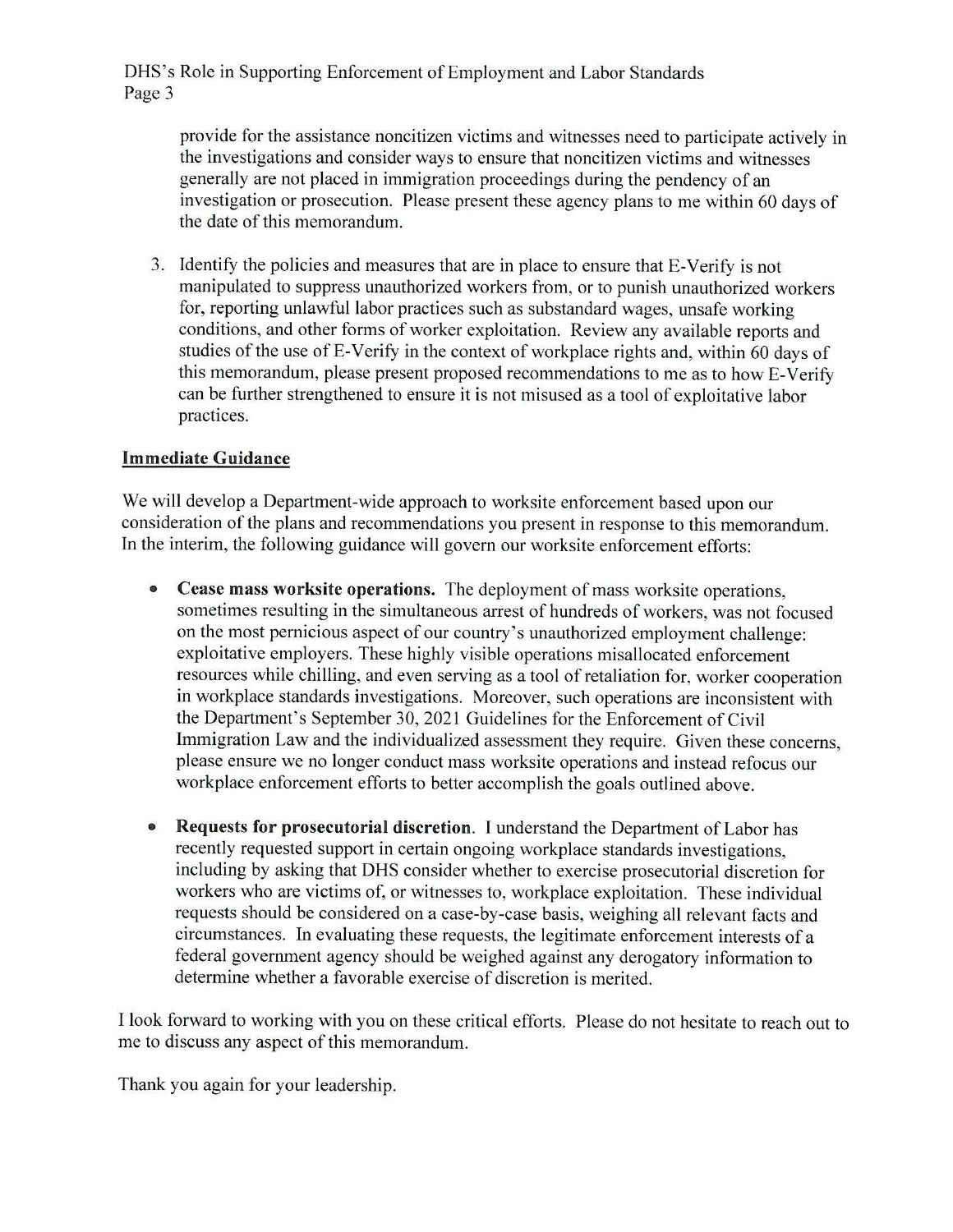provide for the assistance noncitizen victims and witnesses need to participate actively in the investigations and consider ways to ensure that noncitizen victims and witnesses generally are not placed in immigration proceedings during the pendency of an investigation or prosecution. Please present these agency plans to me within 60 days of the date of this memorandum.

3. Identify the policies and measures that are in place to ensure that E-Verify is not manipulated to suppress unauthorized workers from, or to punish unauthorized workers for, reporting unlawful labor practices such as substandard wages, unsafe working conditions, and other forms of worker exploitation. Review any available reports and studies of the use of E-Verify in the context of workplace rights and, within 60 days of this memorandum, please present proposed recommendations to me as to how E-Verify can be further strengthened to ensure it is not misused as a tool of exploitative labor practices.

## Immediate Guidance

We will develop a Department-wide approach to worksite enforcement based upon our consideration of the plans and recommendations you present in response to this memorandum. In the interim, the following guidance will govern our worksite enforcement efforts:

- **Cease mass worksite operations.** The deployment of mass worksite operations, sometimes resulting in the simultaneous arrest of hundreds of workers, was not focused on the most pernicious aspect of our country's unauthorized employment challenge: exploitative employers. These highly visible operations misallocated enforcement resources while chilling, and even serving as a tool of retaliation for, worker cooperation in workplace standards investigations. Moreover, such operations are inconsistent with the Department's September 30, 2021 Guidelines for the Enforcement of Civil Immigration Law and the individualized assessment they require. Given these concerns, please ensure we no longer conduct mass worksite operations and instead refocus our workplace enforcement efforts to better accomplish the goals outlined above.

- **Requests for prosecutorial discretion.** I understand the Department of Labor has recently requested support in certain ongoing workplace standards investigations, including by asking that DHS consider whether to exercise prosecutorial discretion for workers who are victims of, or witnesses to, workplace exploitation. These individual requests should be considered on a case-by-case basis, weighing all relevant facts and circumstances. In evaluating these requests, the legitimate enforcement interests of a federal government agency should be weighed against any derogatory information to determine whether a favorable exercise of discretion is merited.

I look forward to working with you on these critical efforts. Please do not hesitate to reach out to me to discuss any aspect of this memorandum.

Thank you again for your leadership.